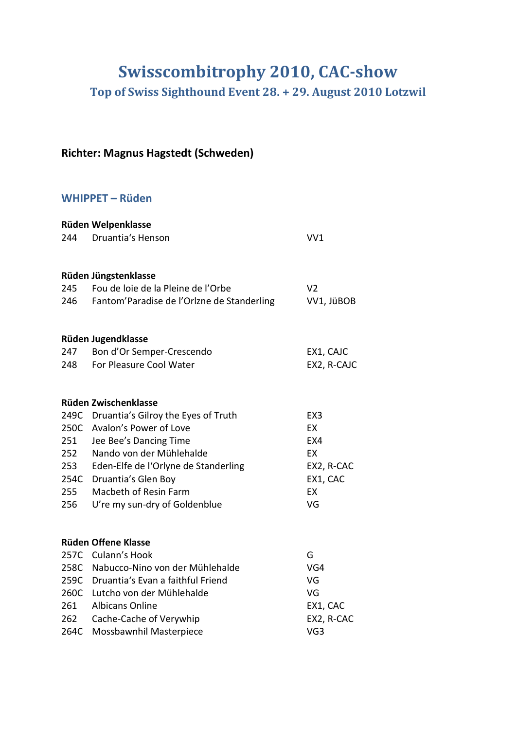# Swisscombitrophy 2010, CAC-show

## Top of Swiss Sighthound Event 28. + 29. August 2010 Lotzwil

**Richter: Magnus Hagstedt (Schweden)**

### WHIPPET – Rüden

**Rüden Welpenklasse**

| | | |
|---|---|---|
| 244 | Druantia's Henson | VV1 |

**Rüden Jüngstenklasse**

| | | |
|---|---|---|
| 245 | Fou de loie de la Pleine de l'Orbe | V2 |
| 246 | Fantom'Paradise de l'Orlzne de Standerling | VV1, JüBOB |

**Rüden Jugendklasse**

| | | |
|---|---|---|
| 247 | Bon d'Or Semper-Crescendo | EX1, CAJC |
| 248 | For Pleasure Cool Water | EX2, R-CAJC |

**Rüden Zwischenklasse**

| | | |
|---|---|---|
| 249C | Druantia's Gilroy the Eyes of Truth | EX3 |
| 250C | Avalon's Power of Love | EX |
| 251 | Jee Bee's Dancing Time | EX4 |
| 252 | Nando von der Mühlehalde | EX |
| 253 | Eden-Elfe de l'Orlyne de Standerling | EX2, R-CAC |
| 254C | Druantia's Glen Boy | EX1, CAC |
| 255 | Macbeth of Resin Farm | EX |
| 256 | U're my sun-dry of Goldenblue | VG |

**Rüden Offene Klasse**

| | | |
|---|---|---|
| 257C | Culann's Hook | G |
| 258C | Nabucco-Nino von der Mühlehalde | VG4 |
| 259C | Druantia's Evan a faithful Friend | VG |
| 260C | Lutcho von der Mühlehalde | VG |
| 261 | Albicans Online | EX1, CAC |
| 262 | Cache-Cache of Verywhip | EX2, R-CAC |
| 264C | Mossbawnhil Masterpiece | VG3 |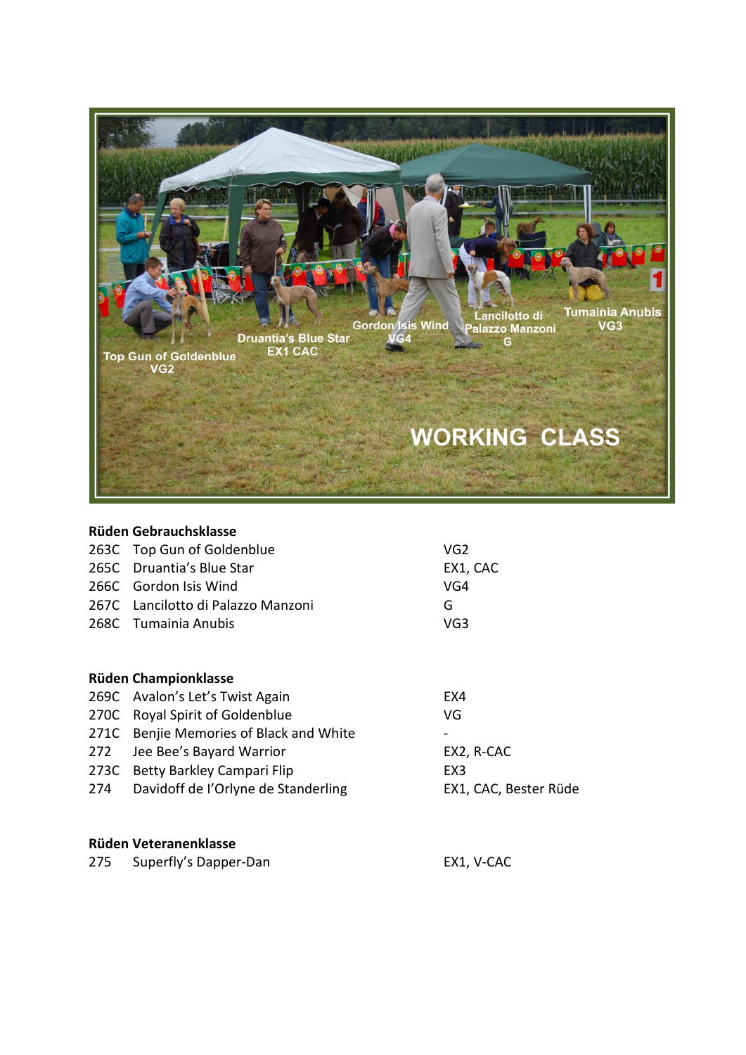**Rüden Gebrauchsklasse**

| | | |
|---|---|---|
| 263C | Top Gun of Goldenblue | VG2 |
| 265C | Druantia's Blue Star | EX1, CAC |
| 266C | Gordon Isis Wind | VG4 |
| 267C | Lancilotto di Palazzo Manzoni | G |
| 268C | Tumainia Anubis | VG3 |

**Rüden Championklasse**

| | | |
|---|---|---|
| 269C | Avalon's Let's Twist Again | EX4 |
| 270C | Royal Spirit of Goldenblue | VG |
| 271C | Benjie Memories of Black and White | - |
| 272 | Jee Bee's Bayard Warrior | EX2, R-CAC |
| 273C | Betty Barkley Campari Flip | EX3 |
| 274 | Davidoff de l'Orlyne de Standerling | EX1, CAC, Bester Rüde |

**Rüden Veteranenklasse**

| | | |
|---|---|---|
| 275 | Superfly's Dapper-Dan | EX1, V-CAC |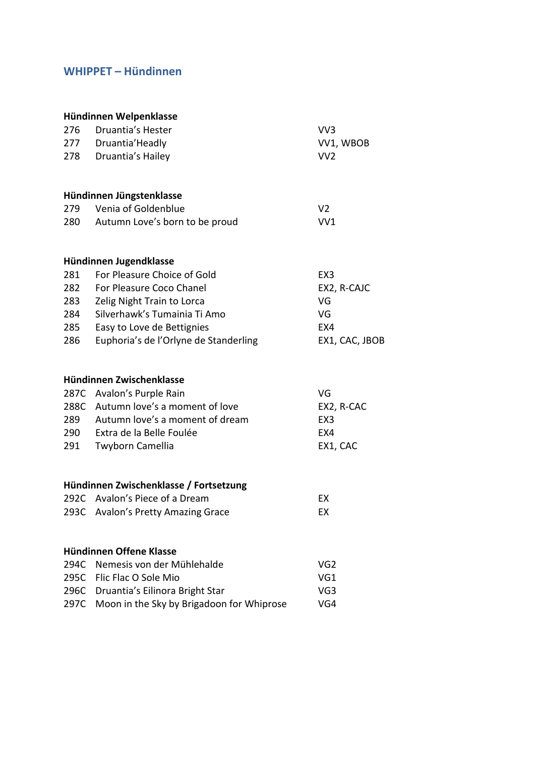## WHIPPET – Hündinnen

**Hündinnen Welpenklasse**

| | | |
|---|---|---|
| 276 | Druantia's Hester | VV3 |
| 277 | Druantia'Headly | VV1, WBOB |
| 278 | Druantia's Hailey | VV2 |

**Hündinnen Jüngstenklasse**

| | | |
|---|---|---|
| 279 | Venia of Goldenblue | V2 |
| 280 | Autumn Love's born to be proud | VV1 |

**Hündinnen Jugendklasse**

| | | |
|---|---|---|
| 281 | For Pleasure Choice of Gold | EX3 |
| 282 | For Pleasure Coco Chanel | EX2, R-CAJC |
| 283 | Zelig Night Train to Lorca | VG |
| 284 | Silverhawk's Tumainia Ti Amo | VG |
| 285 | Easy to Love de Bettignies | EX4 |
| 286 | Euphoria's de l'Orlyne de Standerling | EX1, CAC, JBOB |

**Hündinnen Zwischenklasse**

| | | |
|---|---|---|
| 287C | Avalon's Purple Rain | VG |
| 288C | Autumn love's a moment of love | EX2, R-CAC |
| 289 | Autumn love's a moment of dream | EX3 |
| 290 | Extra de la Belle Foulée | EX4 |
| 291 | Twyborn Camellia | EX1, CAC |

**Hündinnen Zwischenklasse / Fortsetzung**

| | | |
|---|---|---|
| 292C | Avalon's Piece of a Dream | EX |
| 293C | Avalon's Pretty Amazing Grace | EX |

**Hündinnen Offene Klasse**

| | | |
|---|---|---|
| 294C | Nemesis von der Mühlehalde | VG2 |
| 295C | Flic Flac O Sole Mio | VG1 |
| 296C | Druantia's Eilinora Bright Star | VG3 |
| 297C | Moon in the Sky by Brigadoon for Whiprose | VG4 |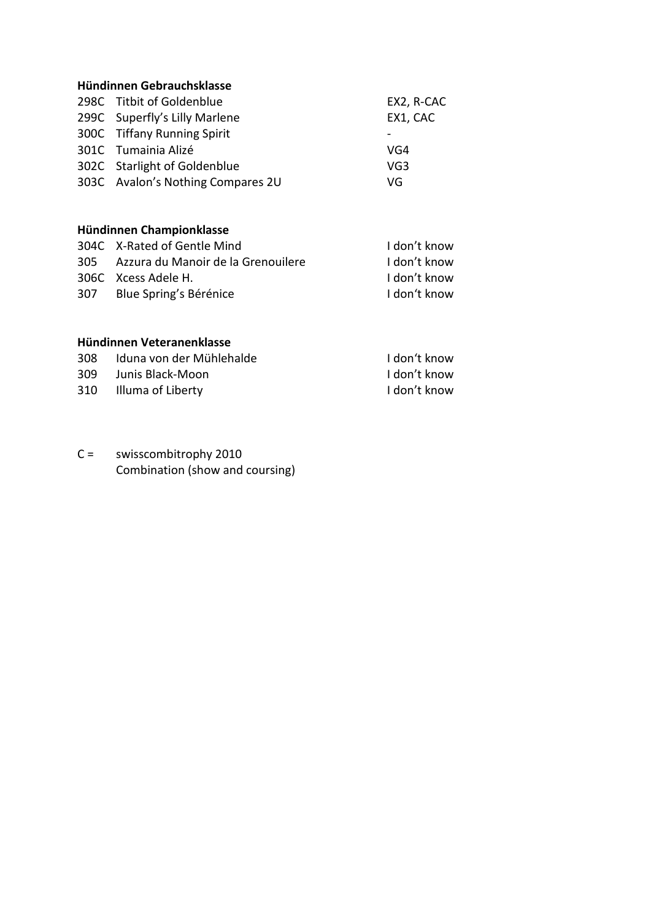**Hündinnen Gebrauchsklasse**

| | | |
|---|---|---|
| 298C | Titbit of Goldenblue | EX2, R-CAC |
| 299C | Superfly's Lilly Marlene | EX1, CAC |
| 300C | Tiffany Running Spirit | - |
| 301C | Tumainia Alizé | VG4 |
| 302C | Starlight of Goldenblue | VG3 |
| 303C | Avalon's Nothing Compares 2U | VG |

**Hündinnen Championklasse**

| | | |
|---|---|---|
| 304C | X-Rated of Gentle Mind | I don't know |
| 305 | Azzura du Manoir de la Grenouilere | I don't know |
| 306C | Xcess Adele H. | I don't know |
| 307 | Blue Spring's Bérénice | I don't know |

**Hündinnen Veteranenklasse**

| | | |
|---|---|---|
| 308 | Iduna von der Mühlehalde | I don't know |
| 309 | Junis Black-Moon | I don't know |
| 310 | Illuma of Liberty | I don't know |

C = swisscombitrophy 2010
Combination (show and coursing)